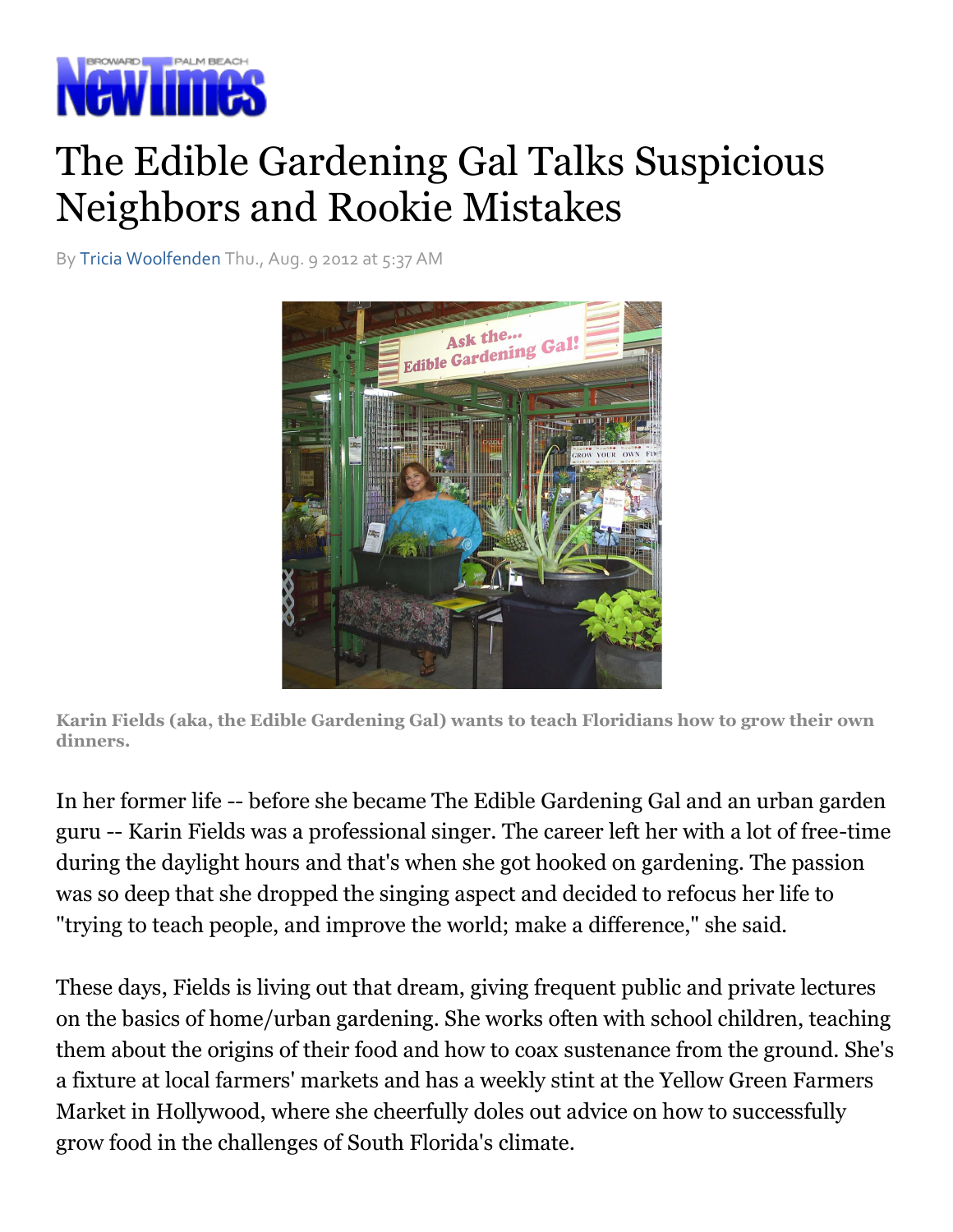# The Edible Gardening Gal Talks Suspicious Neighbors and Rookie Mistakes

By Tricia Woolfenden Thu., Aug. 9 2012 at 5:37 AM

**Karin Fields (aka, the Edible Gardening Gal) wants to teach Floridians how to grow their own dinners.**

In her former life -- before she became The Edible Gardening Gal and an urban garden guru -- Karin Fields was a professional singer. The career left her with a lot of free-time during the daylight hours and that's when she got hooked on gardening. The passion was so deep that she dropped the singing aspect and decided to refocus her life to "trying to teach people, and improve the world; make a difference," she said.

These days, Fields is living out that dream, giving frequent public and private lectures on the basics of home/urban gardening. She works often with school children, teaching them about the origins of their food and how to coax sustenance from the ground. She's a fixture at local farmers' markets and has a weekly stint at the Yellow Green Farmers Market in Hollywood, where she cheerfully doles out advice on how to successfully grow food in the challenges of South Florida's climate.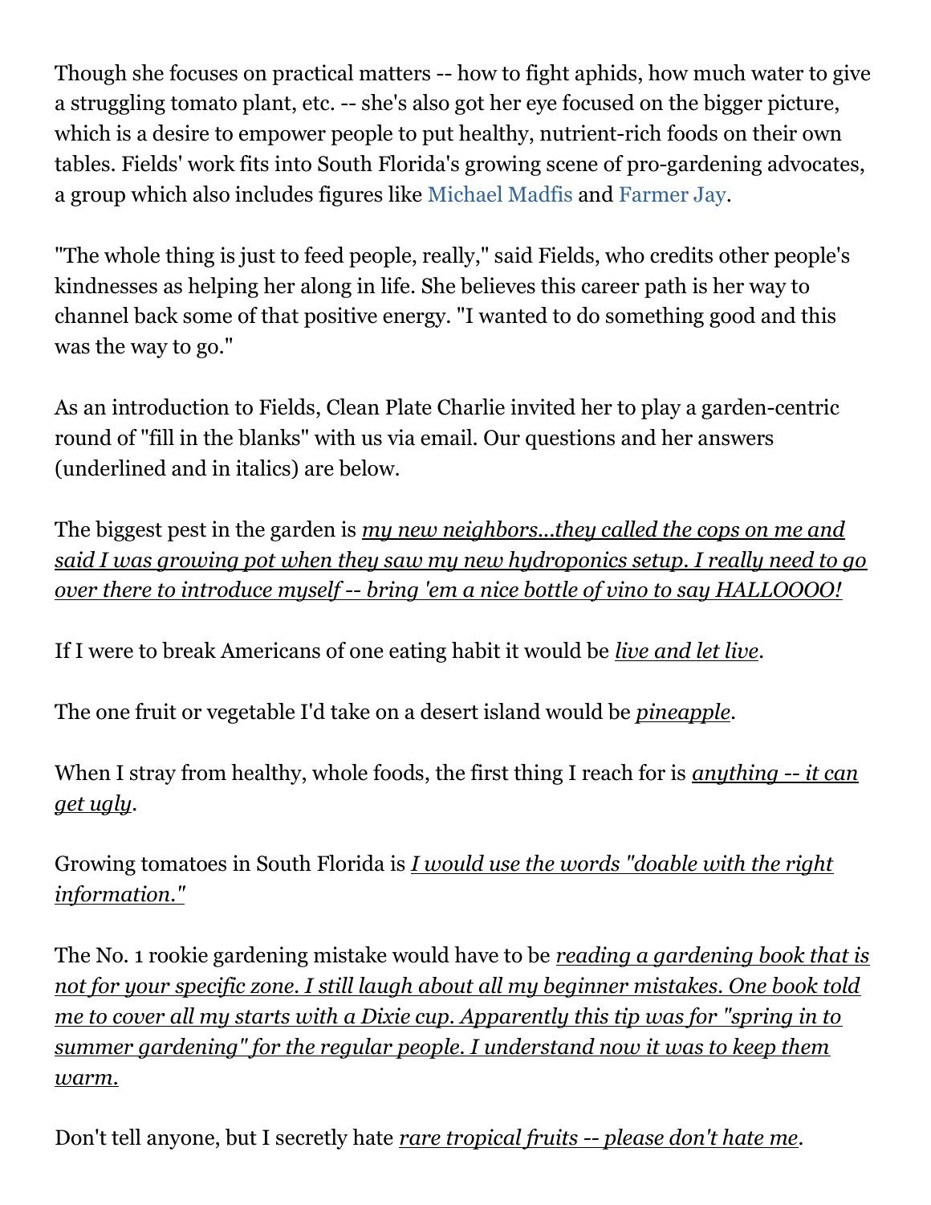Though she focuses on practical matters -- how to fight aphids, how much water to give a struggling tomato plant, etc. -- she's also got her eye focused on the bigger picture, which is a desire to empower people to put healthy, nutrient-rich foods on their own tables. Fields' work fits into South Florida's growing scene of pro-gardening advocates, a group which also includes figures like Michael Madfis and Farmer Jay.

"The whole thing is just to feed people, really," said Fields, who credits other people's kindnesses as helping her along in life. She believes this career path is her way to channel back some of that positive energy. "I wanted to do something good and this was the way to go."

As an introduction to Fields, Clean Plate Charlie invited her to play a garden-centric round of "fill in the blanks" with us via email. Our questions and her answers (underlined and in italics) are below.

The biggest pest in the garden is *my new neighbors...they called the cops on me and said I was growing pot when they saw my new hydroponics setup. I really need to go over there to introduce myself -- bring 'em a nice bottle of vino to say HALLOOOO!*

If I were to break Americans of one eating habit it would be *live and let live*.

The one fruit or vegetable I'd take on a desert island would be *pineapple*.

When I stray from healthy, whole foods, the first thing I reach for is *anything -- it can get ugly*.

Growing tomatoes in South Florida is *I would use the words "doable with the right information."*

The No. 1 rookie gardening mistake would have to be *reading a gardening book that is not for your specific zone. I still laugh about all my beginner mistakes. One book told me to cover all my starts with a Dixie cup. Apparently this tip was for "spring in to summer gardening" for the regular people. I understand now it was to keep them warm.*

Don't tell anyone, but I secretly hate *rare tropical fruits -- please don't hate me*.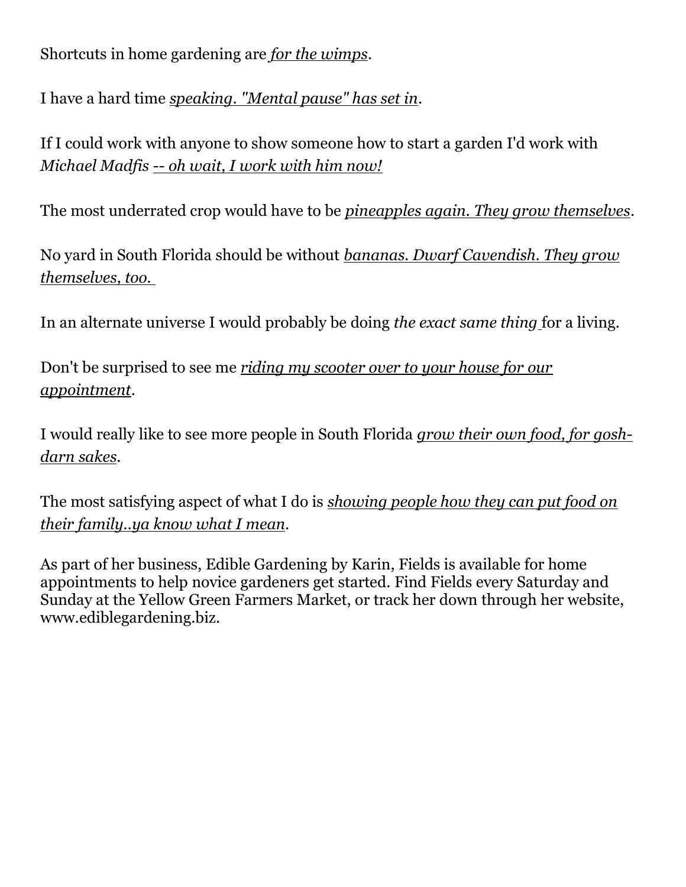Shortcuts in home gardening are *for the wimps*.

I have a hard time *speaking. "Mental pause" has set in*.

If I could work with anyone to show someone how to start a garden I'd work with *Michael Madfis -- oh wait, I work with him now!*

The most underrated crop would have to be *pineapples again. They grow themselves*.

No yard in South Florida should be without *bananas. Dwarf Cavendish. They grow themselves, too.*

In an alternate universe I would probably be doing *the exact same thing* for a living.

Don't be surprised to see me *riding my scooter over to your house for our appointment*.

I would really like to see more people in South Florida *grow their own food, for gosh-darn sakes*.

The most satisfying aspect of what I do is *showing people how they can put food on their family..ya know what I mean*.

As part of her business, Edible Gardening by Karin, Fields is available for home appointments to help novice gardeners get started. Find Fields every Saturday and Sunday at the Yellow Green Farmers Market, or track her down through her website, www.ediblegardening.biz.